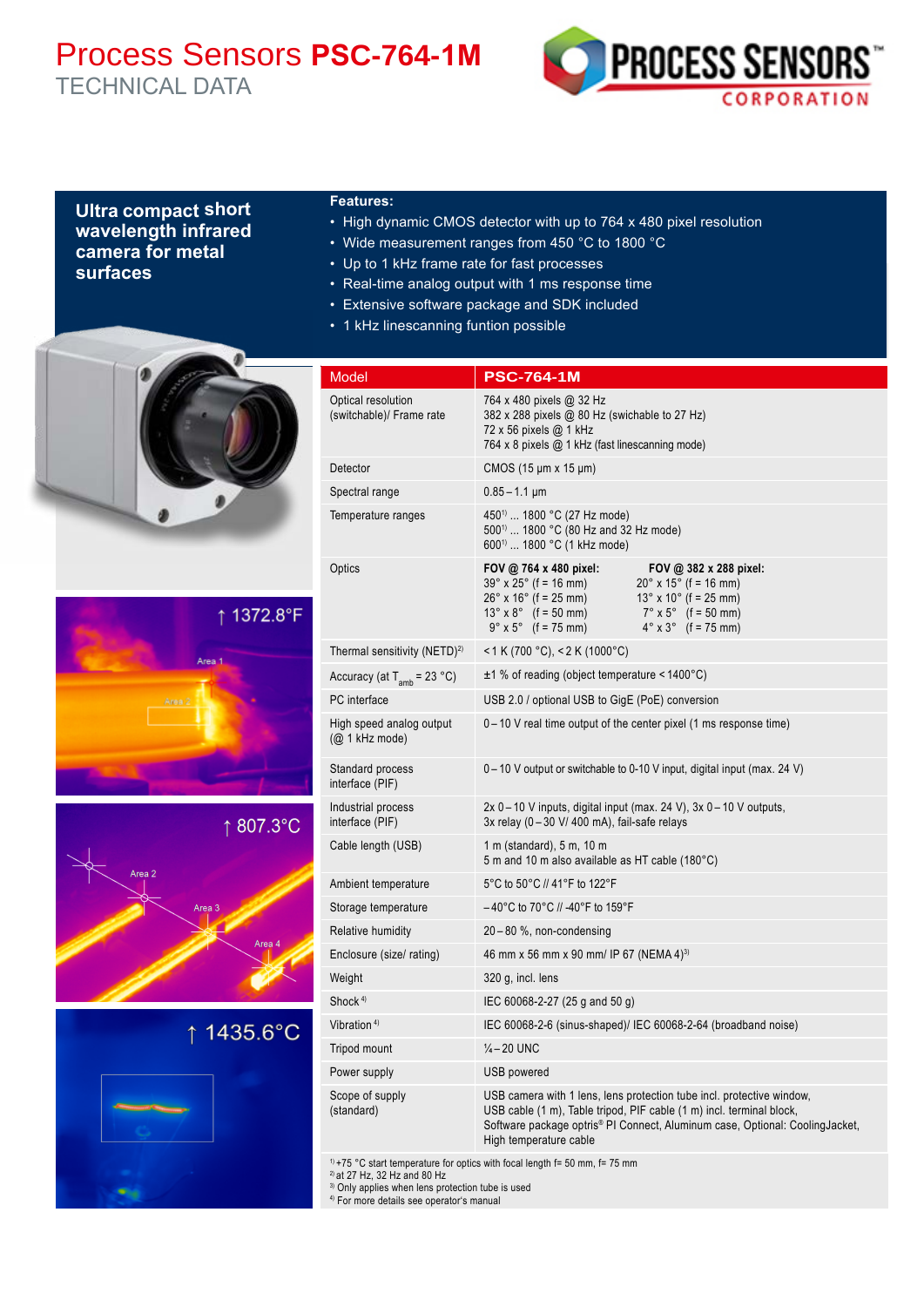# Process Sensors **PSC-764-1M**

TECHNICAL DATA

## Ultra compact short wavelength infrared camera for metal surfaces

**Features:**

- High dynamic CMOS detector with up to 764 x 480 pixel resolution
- Wide measurement ranges from 450 °C to 1800 °C
- Up to 1 kHz frame rate for fast processes
- Real-time analog output with 1 ms response time
- Extensive software package and SDK included
- 1 kHz linescanning funtion possible

| Model | PSC-764-1M |
|---|---|
| Optical resolution (switchable)/ Frame rate | 764 x 480 pixels @ 32 Hz<br>382 x 288 pixels @ 80 Hz (swichable to 27 Hz)<br>72 x 56 pixels @ 1 kHz<br>764 x 8 pixels @ 1 kHz (fast linescanning mode) |
| Detector | CMOS (15 µm x 15 µm) |
| Spectral range | 0.85 – 1.1 µm |
| Temperature ranges | 450[1] ... 1800 °C (27 Hz mode)<br>500[1] ... 1800 °C (80 Hz and 32 Hz mode)<br>600[1] ... 1800 °C (1 kHz mode) |
| Optics | **FOV @ 764 x 480 pixel:**<br>39° x 25° (f = 16 mm)<br>26° x 16° (f = 25 mm)<br>13° x 8° (f = 50 mm)<br>9° x 5° (f = 75 mm)<br>**FOV @ 382 x 288 pixel:**<br>20° x 15° (f = 16 mm)<br>13° x 10° (f = 25 mm)<br>7° x 5° (f = 50 mm)<br>4° x 3° (f = 75 mm) |
| Thermal sensitivity (NETD)[2] | < 1 K (700 °C), < 2 K (1000°C) |
| Accuracy (at $T_{amb}$ = 23 °C) | ±1 % of reading (object temperature < 1400°C) |
| PC interface | USB 2.0 / optional USB to GigE (PoE) conversion |
| High speed analog output (@ 1 kHz mode) | 0 – 10 V real time output of the center pixel (1 ms response time) |
| Standard process interface (PIF) | 0 – 10 V output or switchable to 0-10 V input, digital input (max. 24 V) |
| Industrial process interface (PIF) | 2x 0 – 10 V inputs, digital input (max. 24 V), 3x 0 – 10 V outputs, 3x relay (0 – 30 V/ 400 mA), fail-safe relays |
| Cable length (USB) | 1 m (standard), 5 m, 10 m<br>5 m and 10 m also available as HT cable (180°C) |
| Ambient temperature | 5°C to 50°C // 41°F to 122°F |
| Storage temperature | – 40°C to 70°C // -40°F to 159°F |
| Relative humidity | 20 – 80 %, non-condensing |
| Enclosure (size/ rating) | 46 mm x 56 mm x 90 mm/ IP 67 (NEMA 4)[3] |
| Weight | 320 g, incl. lens |
| Shock[4] | IEC 60068-2-27 (25 g and 50 g) |
| Vibration[4] | IEC 60068-2-6 (sinus-shaped)/ IEC 60068-2-64 (broadband noise) |
| Tripod mount | ¼ – 20 UNC |
| Power supply | USB powered |
| Scope of supply (standard) | USB camera with 1 lens, lens protection tube incl. protective window, USB cable (1 m), Table tripod, PIF cable (1 m) incl. terminal block, Software package optris® PI Connect, Aluminum case, Optional: CoolingJacket, High temperature cable |

[1] +75 °C start temperature for optics with focal length f= 50 mm, f= 75 mm
[2] at 27 Hz, 32 Hz and 80 Hz
[3] Only applies when lens protection tube is used
[4] For more details see operator's manual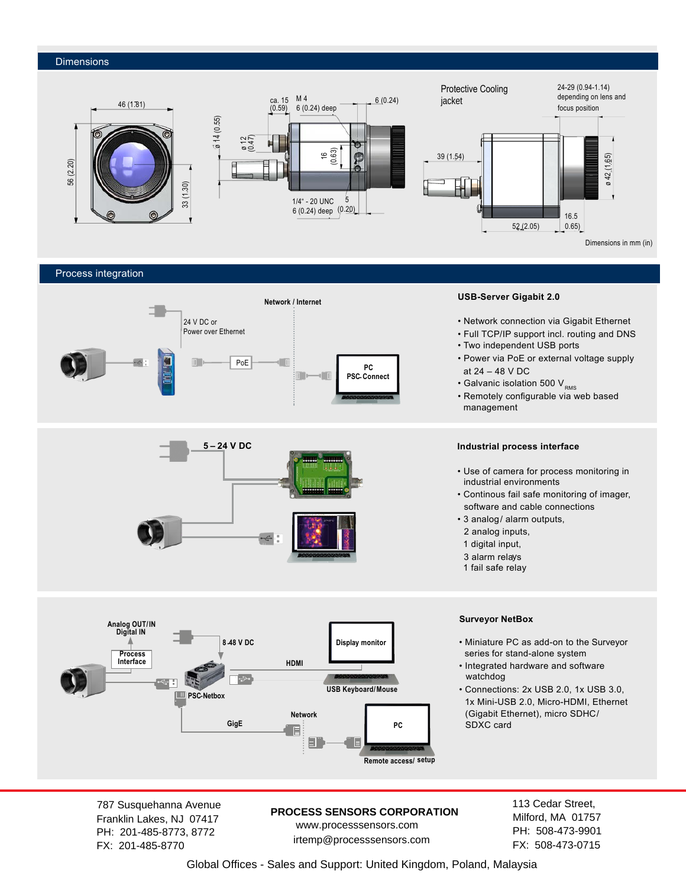## Dimensions

46 (1.81)

56 (2.20)

33 (1.30)

ø 14 (0.55)

ø 12 (0.47)

ca. 15 (0.59)

M 4 6 (0.24) deep

6 (0.24)

16 (0.63)

1/4" - 20 UNC 6 (0.24) deep

5 (0.20)

Protective Cooling jacket

24-29 (0.94-1.14) depending on lens and focus position

39 (1.54)

ø 42 (1.65)

52 (2.05)

16.5 (0.65)

Dimensions in mm (in)

## Process integration

Network / Internet

24 V DC or Power over Ethernet

PoE

PC PSC-Connect

### USB-Server Gigabit 2.0

- Network connection via Gigabit Ethernet
- Full TCP/IP support incl. routing and DNS
- Two independent USB ports
- Power via PoE or external voltage supply at 24 – 48 V DC
- Galvanic isolation 500 $V_{RMS}$
- Remotely configurable via web based management

5 – 24 V DC

### Industrial process interface

- Use of camera for process monitoring in industrial environments
- Continous fail safe monitoring of imager, software and cable connections
- 3 analog/ alarm outputs,
  2 analog inputs,
  1 digital input,
  3 alarm relays
  1 fail safe relay

Analog OUT/IN Digital IN

Process Interface

8-48 V DC

Display monitor

HDMI

USB Keyboard/Mouse

PSC-Netbox

Network

GigE

PC

Remote access/ setup

### Surveyor NetBox

- Miniature PC as add-on to the Surveyor series for stand-alone system
- Integrated hardware and software watchdog
- Connections: 2x USB 2.0, 1x USB 3.0, 1x Mini-USB 2.0, Micro-HDMI, Ethernet (Gigabit Ethernet), micro SDHC/ SDXC card

787 Susquehanna Avenue
Franklin Lakes, NJ 07417
PH: 201-485-8773, 8772
FX: 201-485-8770

**PROCESS SENSORS CORPORATION**
www.processsensors.com
irtemp@processsensors.com

113 Cedar Street,
Milford, MA 01757
PH: 508-473-9901
FX: 508-473-0715

Global Offices - Sales and Support: United Kingdom, Poland, Malaysia